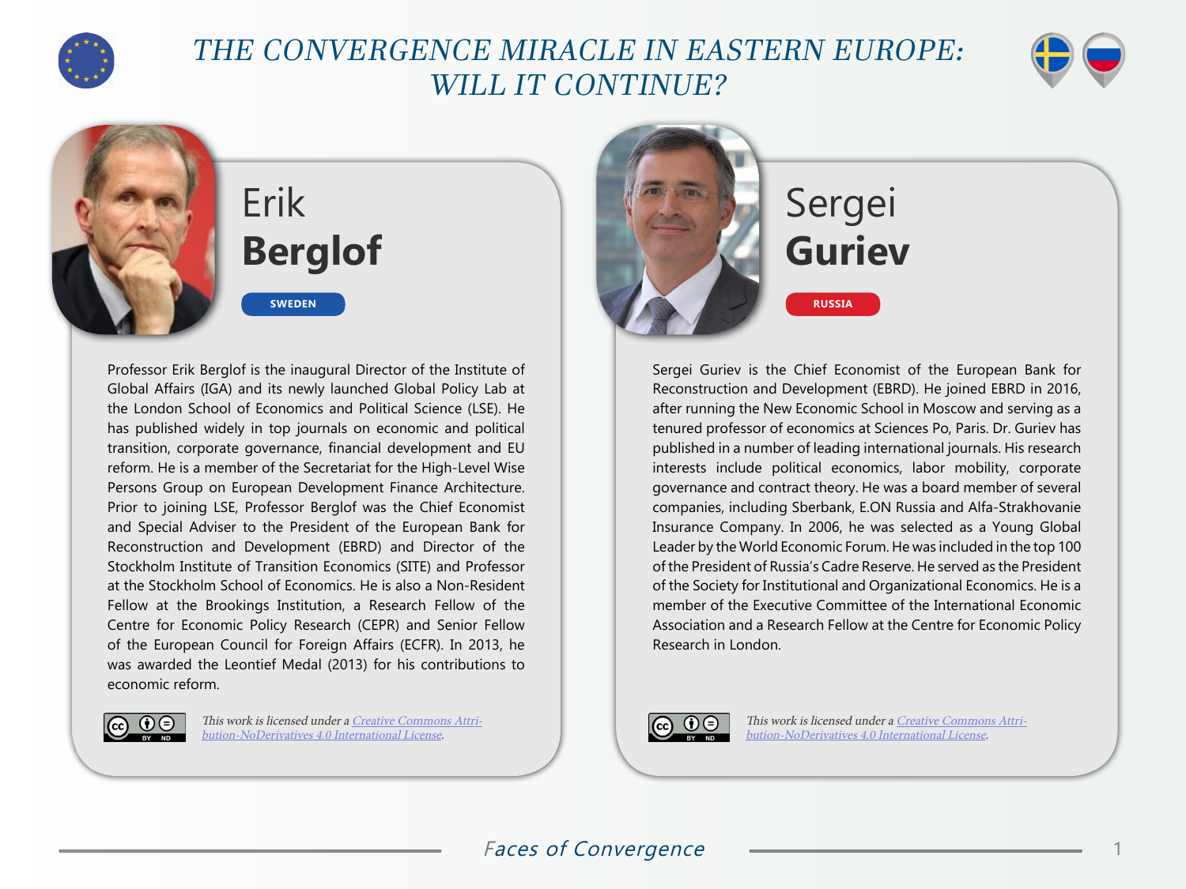# THE CONVERGENCE MIRACLE IN EASTERN EUROPE: WILL IT CONTINUE?

## Erik **Berglof**

SWEDEN

Professor Erik Berglof is the inaugural Director of the Institute of Global Affairs (IGA) and its newly launched Global Policy Lab at the London School of Economics and Political Science (LSE). He has published widely in top journals on economic and political transition, corporate governance, financial development and EU reform. He is a member of the Secretariat for the High-Level Wise Persons Group on European Development Finance Architecture. Prior to joining LSE, Professor Berglof was the Chief Economist and Special Adviser to the President of the European Bank for Reconstruction and Development (EBRD) and Director of the Stockholm Institute of Transition Economics (SITE) and Professor at the Stockholm School of Economics. He is also a Non-Resident Fellow at the Brookings Institution, a Research Fellow of the Centre for Economic Policy Research (CEPR) and Senior Fellow of the European Council for Foreign Affairs (ECFR). In 2013, he was awarded the Leontief Medal (2013) for his contributions to economic reform.

*This work is licensed under a [Creative Commons Attribution-NoDerivatives 4.0 International License](https://creativecommons.org/licenses/by-nd/4.0/).*

## Sergei **Guriev**

RUSSIA

Sergei Guriev is the Chief Economist of the European Bank for Reconstruction and Development (EBRD). He joined EBRD in 2016, after running the New Economic School in Moscow and serving as a tenured professor of economics at Sciences Po, Paris. Dr. Guriev has published in a number of leading international journals. His research interests include political economics, labor mobility, corporate governance and contract theory. He was a board member of several companies, including Sberbank, E.ON Russia and Alfa-Strakhovanie Insurance Company. In 2006, he was selected as a Young Global Leader by the World Economic Forum. He was included in the top 100 of the President of Russia's Cadre Reserve. He served as the President of the Society for Institutional and Organizational Economics. He is a member of the Executive Committee of the International Economic Association and a Research Fellow at the Centre for Economic Policy Research in London.

*This work is licensed under a [Creative Commons Attribution-NoDerivatives 4.0 International License](https://creativecommons.org/licenses/by-nd/4.0/).*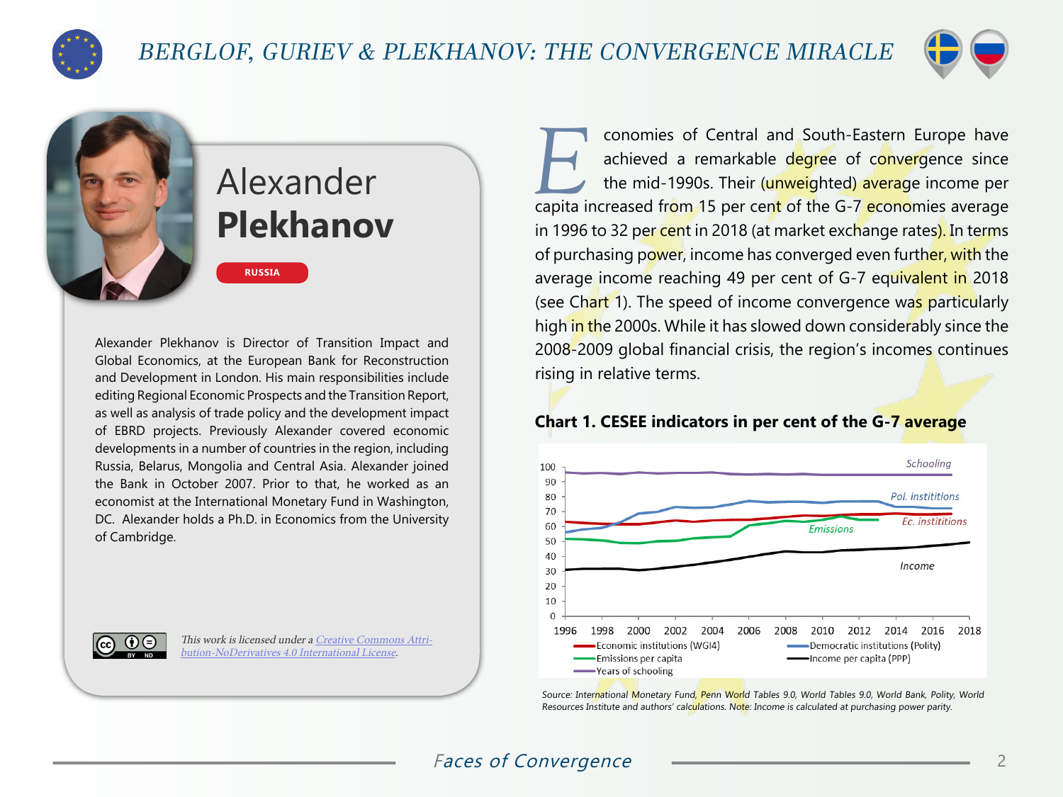# Alexander **Plekhanov**

**RUSSIA**

Alexander Plekhanov is Director of Transition Impact and Global Economics, at the European Bank for Reconstruction and Development in London. His main responsibilities include editing Regional Economic Prospects and the Transition Report, as well as analysis of trade policy and the development impact of EBRD projects. Previously Alexander covered economic developments in a number of countries in the region, including Russia, Belarus, Mongolia and Central Asia. Alexander joined the Bank in October 2007. Prior to that, he worked as an economist at the International Monetary Fund in Washington, DC. Alexander holds a Ph.D. in Economics from the University of Cambridge.

*This work is licensed under a [Creative Commons Attribution-NoDerivatives 4.0 International License](https://creativecommons.org/licenses/by-nd/4.0/).*

Economies of Central and South-Eastern Europe have achieved a remarkable degree of convergence since the mid-1990s. Their (unweighted) average income per capita increased from 15 per cent of the G-7 economies average in 1996 to 32 per cent in 2018 (at market exchange rates). In terms of purchasing power, income has converged even further, with the average income reaching 49 per cent of G-7 equivalent in 2018 (see Chart 1). The speed of income convergence was particularly high in the 2000s. While it has slowed down considerably since the 2008-2009 global financial crisis, the region's incomes continues rising in relative terms.

**Chart 1. CESEE indicators in per cent of the G-7 average**

Source: International Monetary Fund, Penn World Tables 9.0, World Tables 9.0, World Bank, Polity, World Resources Institute and authors' calculations. Note: Income is calculated at purchasing power parity.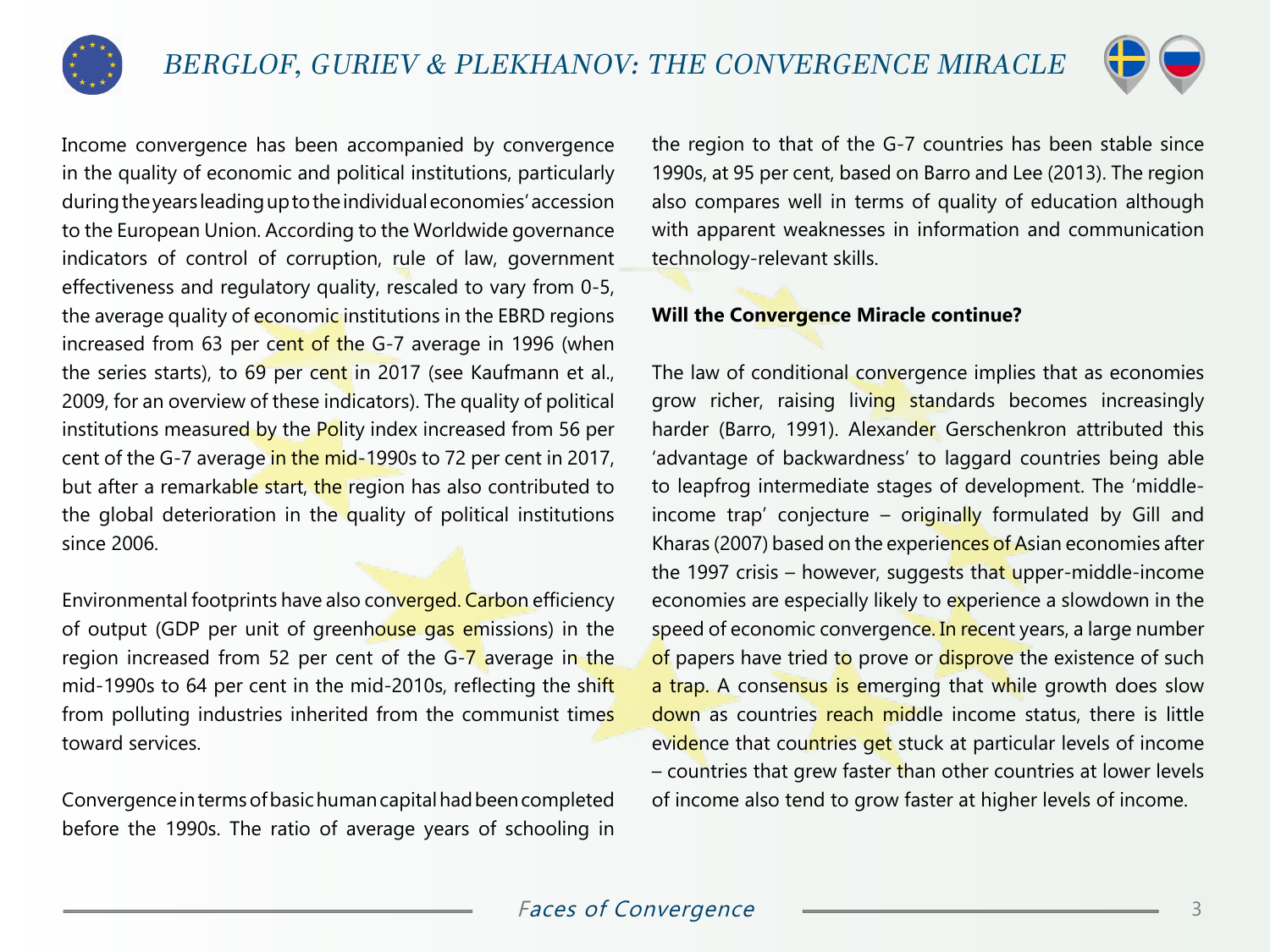Income convergence has been accompanied by convergence in the quality of economic and political institutions, particularly during the years leading up to the individual economies' accession to the European Union. According to the Worldwide governance indicators of control of corruption, rule of law, government effectiveness and regulatory quality, rescaled to vary from 0-5, the average quality of economic institutions in the EBRD regions increased from 63 per cent of the G-7 average in 1996 (when the series starts), to 69 per cent in 2017 (see Kaufmann et al., 2009, for an overview of these indicators). The quality of political institutions measured by the Polity index increased from 56 per cent of the G-7 average in the mid-1990s to 72 per cent in 2017, but after a remarkable start, the region has also contributed to the global deterioration in the quality of political institutions since 2006.

Environmental footprints have also converged. Carbon efficiency of output (GDP per unit of greenhouse gas emissions) in the region increased from 52 per cent of the G-7 average in the mid-1990s to 64 per cent in the mid-2010s, reflecting the shift from polluting industries inherited from the communist times toward services.

Convergence in terms of basic human capital had been completed before the 1990s. The ratio of average years of schooling in the region to that of the G-7 countries has been stable since 1990s, at 95 per cent, based on Barro and Lee (2013). The region also compares well in terms of quality of education although with apparent weaknesses in information and communication technology-relevant skills.

**Will the Convergence Miracle continue?**

The law of conditional convergence implies that as economies grow richer, raising living standards becomes increasingly harder (Barro, 1991). Alexander Gerschenkron attributed this 'advantage of backwardness' to laggard countries being able to leapfrog intermediate stages of development. The 'middle-income trap' conjecture – originally formulated by Gill and Kharas (2007) based on the experiences of Asian economies after the 1997 crisis – however, suggests that upper-middle-income economies are especially likely to experience a slowdown in the speed of economic convergence. In recent years, a large number of papers have tried to prove or disprove the existence of such a trap. A consensus is emerging that while growth does slow down as countries reach middle income status, there is little evidence that countries get stuck at particular levels of income – countries that grew faster than other countries at lower levels of income also tend to grow faster at higher levels of income.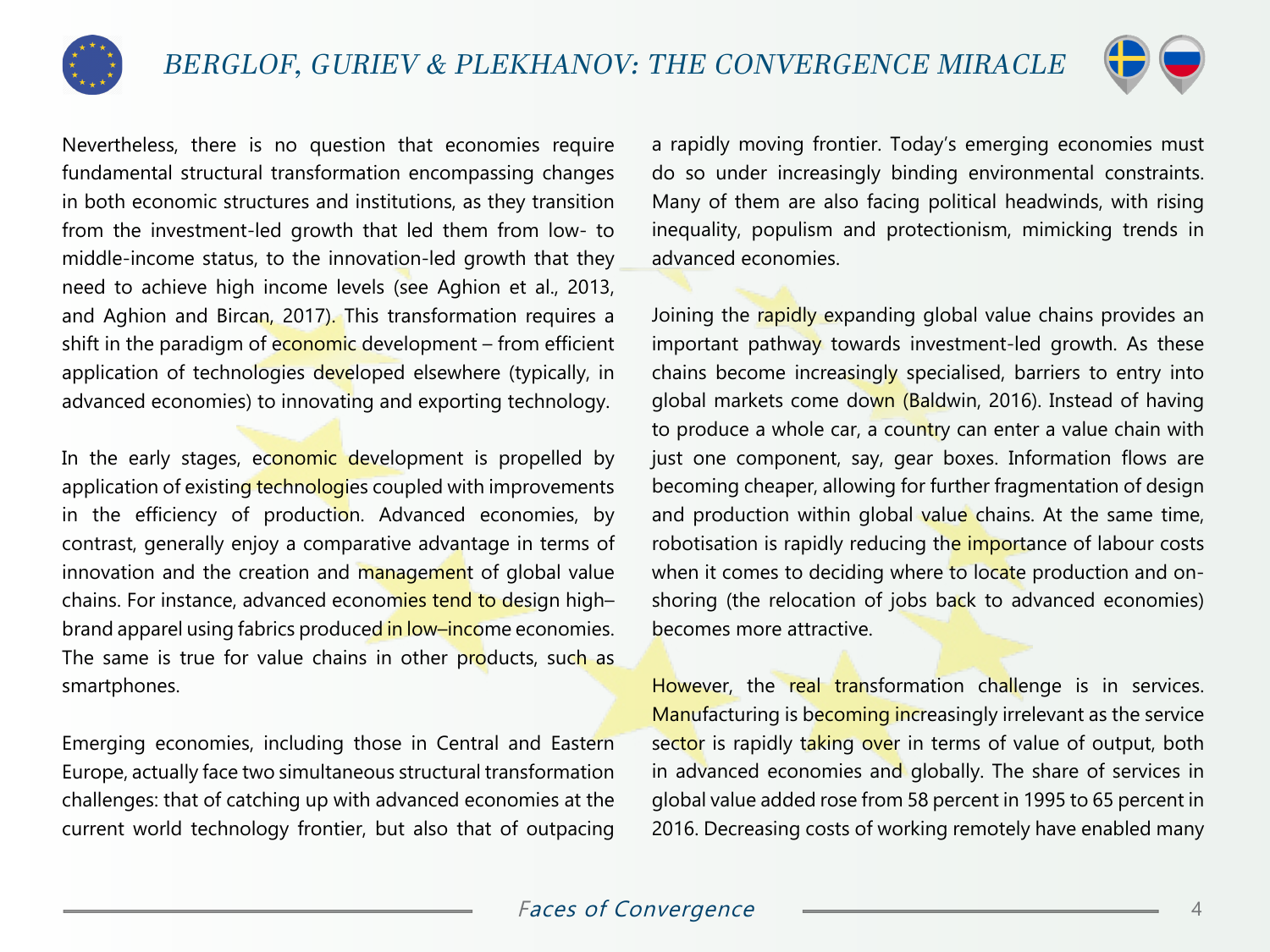Nevertheless, there is no question that economies require fundamental structural transformation encompassing changes in both economic structures and institutions, as they transition from the investment-led growth that led them from low- to middle-income status, to the innovation-led growth that they need to achieve high income levels (see Aghion et al., 2013, and Aghion and Bircan, 2017). This transformation requires a shift in the paradigm of economic development – from efficient application of technologies developed elsewhere (typically, in advanced economies) to innovating and exporting technology.

In the early stages, economic development is propelled by application of existing technologies coupled with improvements in the efficiency of production. Advanced economies, by contrast, generally enjoy a comparative advantage in terms of innovation and the creation and management of global value chains. For instance, advanced economies tend to design high–brand apparel using fabrics produced in low–income economies. The same is true for value chains in other products, such as smartphones.

Emerging economies, including those in Central and Eastern Europe, actually face two simultaneous structural transformation challenges: that of catching up with advanced economies at the current world technology frontier, but also that of outpacing a rapidly moving frontier. Today's emerging economies must do so under increasingly binding environmental constraints. Many of them are also facing political headwinds, with rising inequality, populism and protectionism, mimicking trends in advanced economies.

Joining the rapidly expanding global value chains provides an important pathway towards investment-led growth. As these chains become increasingly specialised, barriers to entry into global markets come down (Baldwin, 2016). Instead of having to produce a whole car, a country can enter a value chain with just one component, say, gear boxes. Information flows are becoming cheaper, allowing for further fragmentation of design and production within global value chains. At the same time, robotisation is rapidly reducing the importance of labour costs when it comes to deciding where to locate production and on-shoring (the relocation of jobs back to advanced economies) becomes more attractive.

However, the real transformation challenge is in services. Manufacturing is becoming increasingly irrelevant as the service sector is rapidly taking over in terms of value of output, both in advanced economies and globally. The share of services in global value added rose from 58 percent in 1995 to 65 percent in 2016. Decreasing costs of working remotely have enabled many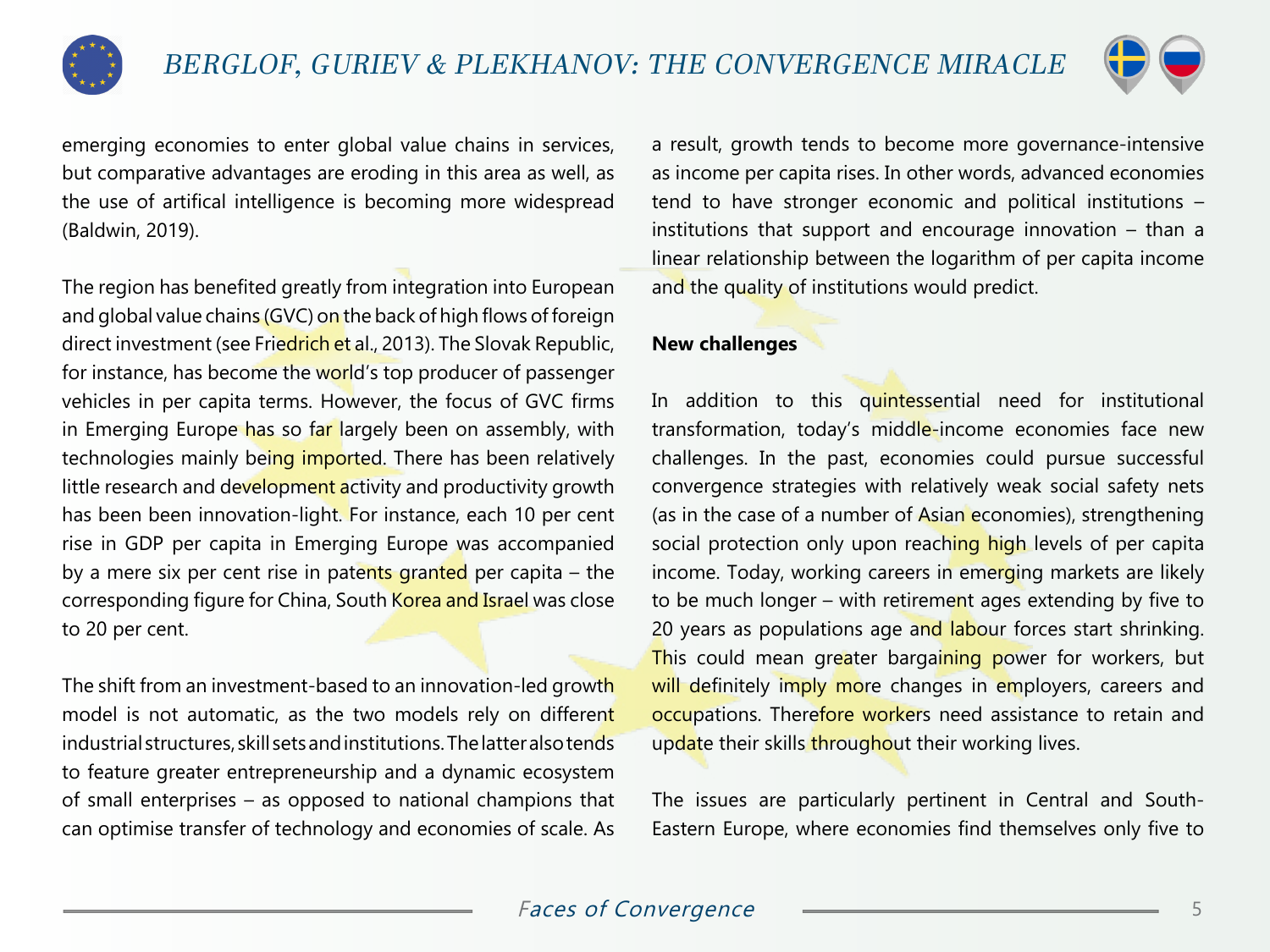emerging economies to enter global value chains in services, but comparative advantages are eroding in this area as well, as the use of artifical intelligence is becoming more widespread (Baldwin, 2019).

The region has benefited greatly from integration into European and global value chains (GVC) on the back of high flows of foreign direct investment (see Friedrich et al., 2013). The Slovak Republic, for instance, has become the world's top producer of passenger vehicles in per capita terms. However, the focus of GVC firms in Emerging Europe has so far largely been on assembly, with technologies mainly being imported. There has been relatively little research and development activity and productivity growth has been been innovation-light. For instance, each 10 per cent rise in GDP per capita in Emerging Europe was accompanied by a mere six per cent rise in patents granted per capita – the corresponding figure for China, South Korea and Israel was close to 20 per cent.

The shift from an investment-based to an innovation-led growth model is not automatic, as the two models rely on different industrial structures, skill sets and institutions. The latter also tends to feature greater entrepreneurship and a dynamic ecosystem of small enterprises – as opposed to national champions that can optimise transfer of technology and economies of scale. As a result, growth tends to become more governance-intensive as income per capita rises. In other words, advanced economies tend to have stronger economic and political institutions – institutions that support and encourage innovation – than a linear relationship between the logarithm of per capita income and the quality of institutions would predict.

**New challenges**

In addition to this quintessential need for institutional transformation, today's middle-income economies face new challenges. In the past, economies could pursue successful convergence strategies with relatively weak social safety nets (as in the case of a number of Asian economies), strengthening social protection only upon reaching high levels of per capita income. Today, working careers in emerging markets are likely to be much longer – with retirement ages extending by five to 20 years as populations age and labour forces start shrinking. This could mean greater bargaining power for workers, but will definitely imply more changes in employers, careers and occupations. Therefore workers need assistance to retain and update their skills throughout their working lives.

The issues are particularly pertinent in Central and South-Eastern Europe, where economies find themselves only five to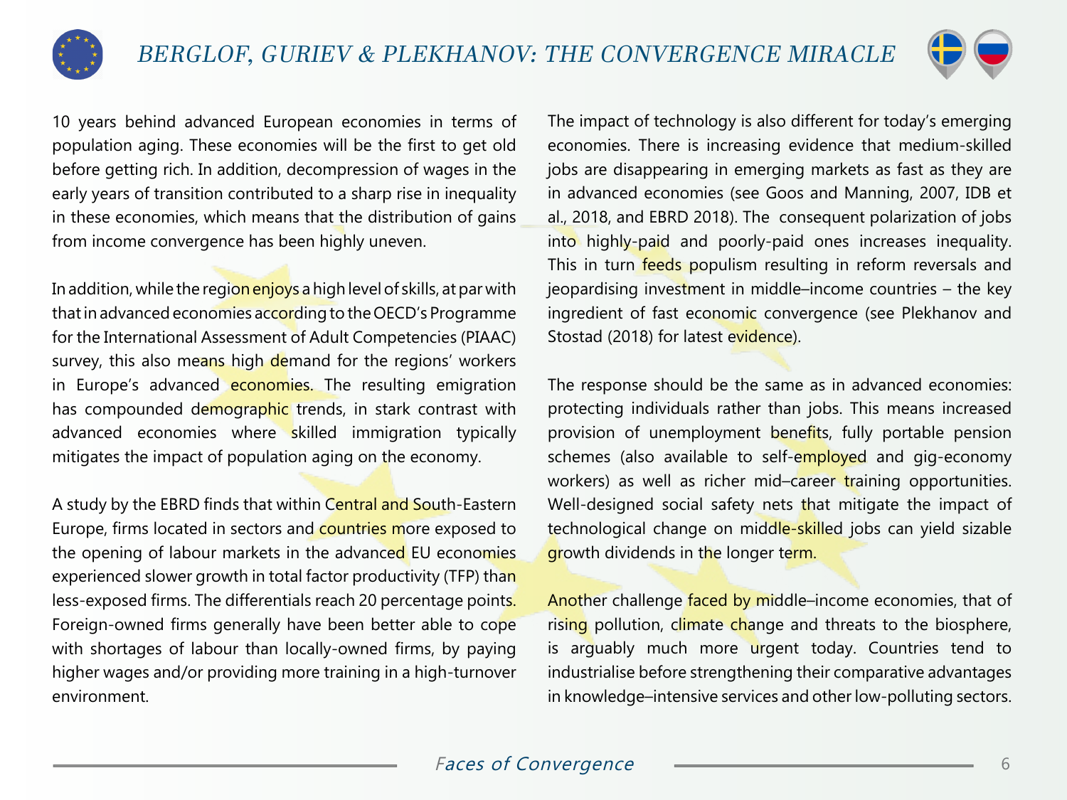10 years behind advanced European economies in terms of population aging. These economies will be the first to get old before getting rich. In addition, decompression of wages in the early years of transition contributed to a sharp rise in inequality in these economies, which means that the distribution of gains from income convergence has been highly uneven.

In addition, while the region enjoys a high level of skills, at par with that in advanced economies according to the OECD's Programme for the International Assessment of Adult Competencies (PIAAC) survey, this also means high demand for the regions' workers in Europe's advanced economies. The resulting emigration has compounded demographic trends, in stark contrast with advanced economies where skilled immigration typically mitigates the impact of population aging on the economy.

A study by the EBRD finds that within Central and South-Eastern Europe, firms located in sectors and countries more exposed to the opening of labour markets in the advanced EU economies experienced slower growth in total factor productivity (TFP) than less-exposed firms. The differentials reach 20 percentage points. Foreign-owned firms generally have been better able to cope with shortages of labour than locally-owned firms, by paying higher wages and/or providing more training in a high-turnover environment.

The impact of technology is also different for today's emerging economies. There is increasing evidence that medium-skilled jobs are disappearing in emerging markets as fast as they are in advanced economies (see Goos and Manning, 2007, IDB et al., 2018, and EBRD 2018). The consequent polarization of jobs into highly-paid and poorly-paid ones increases inequality. This in turn feeds populism resulting in reform reversals and jeopardising investment in middle–income countries – the key ingredient of fast economic convergence (see Plekhanov and Stostad (2018) for latest evidence).

The response should be the same as in advanced economies: protecting individuals rather than jobs. This means increased provision of unemployment benefits, fully portable pension schemes (also available to self-employed and gig-economy workers) as well as richer mid–career training opportunities. Well-designed social safety nets that mitigate the impact of technological change on middle-skilled jobs can yield sizable growth dividends in the longer term.

Another challenge faced by middle–income economies, that of rising pollution, climate change and threats to the biosphere, is arguably much more urgent today. Countries tend to industrialise before strengthening their comparative advantages in knowledge–intensive services and other low-polluting sectors.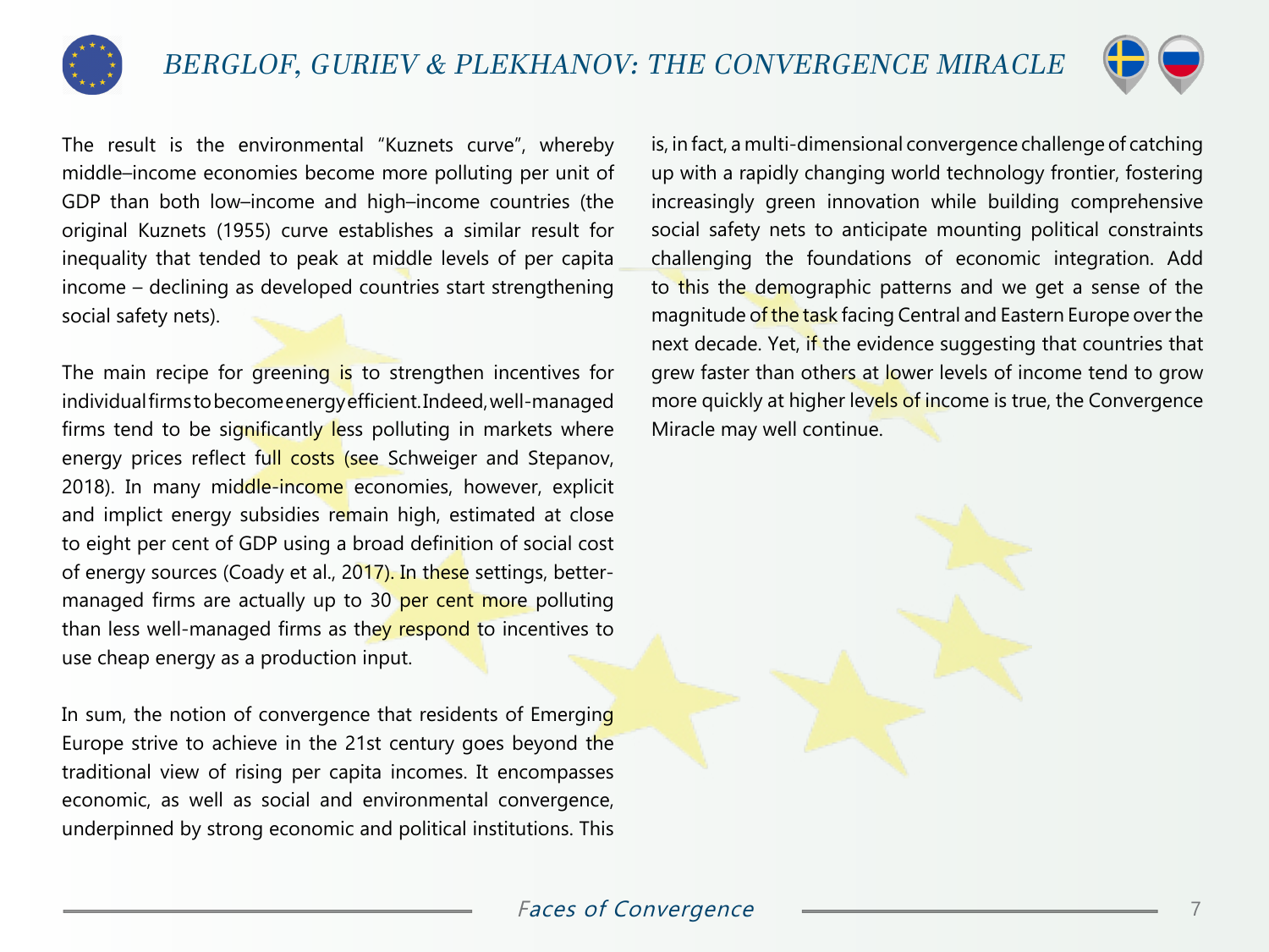The result is the environmental "Kuznets curve", whereby middle–income economies become more polluting per unit of GDP than both low–income and high–income countries (the original Kuznets (1955) curve establishes a similar result for inequality that tended to peak at middle levels of per capita income – declining as developed countries start strengthening social safety nets).

The main recipe for greening is to strengthen incentives for individual firms to become energy efficient. Indeed, well-managed firms tend to be significantly less polluting in markets where energy prices reflect full costs (see Schweiger and Stepanov, 2018). In many middle-income economies, however, explicit and implict energy subsidies remain high, estimated at close to eight per cent of GDP using a broad definition of social cost of energy sources (Coady et al., 2017). In these settings, better-managed firms are actually up to 30 per cent more polluting than less well-managed firms as they respond to incentives to use cheap energy as a production input.

In sum, the notion of convergence that residents of Emerging Europe strive to achieve in the 21st century goes beyond the traditional view of rising per capita incomes. It encompasses economic, as well as social and environmental convergence, underpinned by strong economic and political institutions. This is, in fact, a multi-dimensional convergence challenge of catching up with a rapidly changing world technology frontier, fostering increasingly green innovation while building comprehensive social safety nets to anticipate mounting political constraints challenging the foundations of economic integration. Add to this the demographic patterns and we get a sense of the magnitude of the task facing Central and Eastern Europe over the next decade. Yet, if the evidence suggesting that countries that grew faster than others at lower levels of income tend to grow more quickly at higher levels of income is true, the Convergence Miracle may well continue.